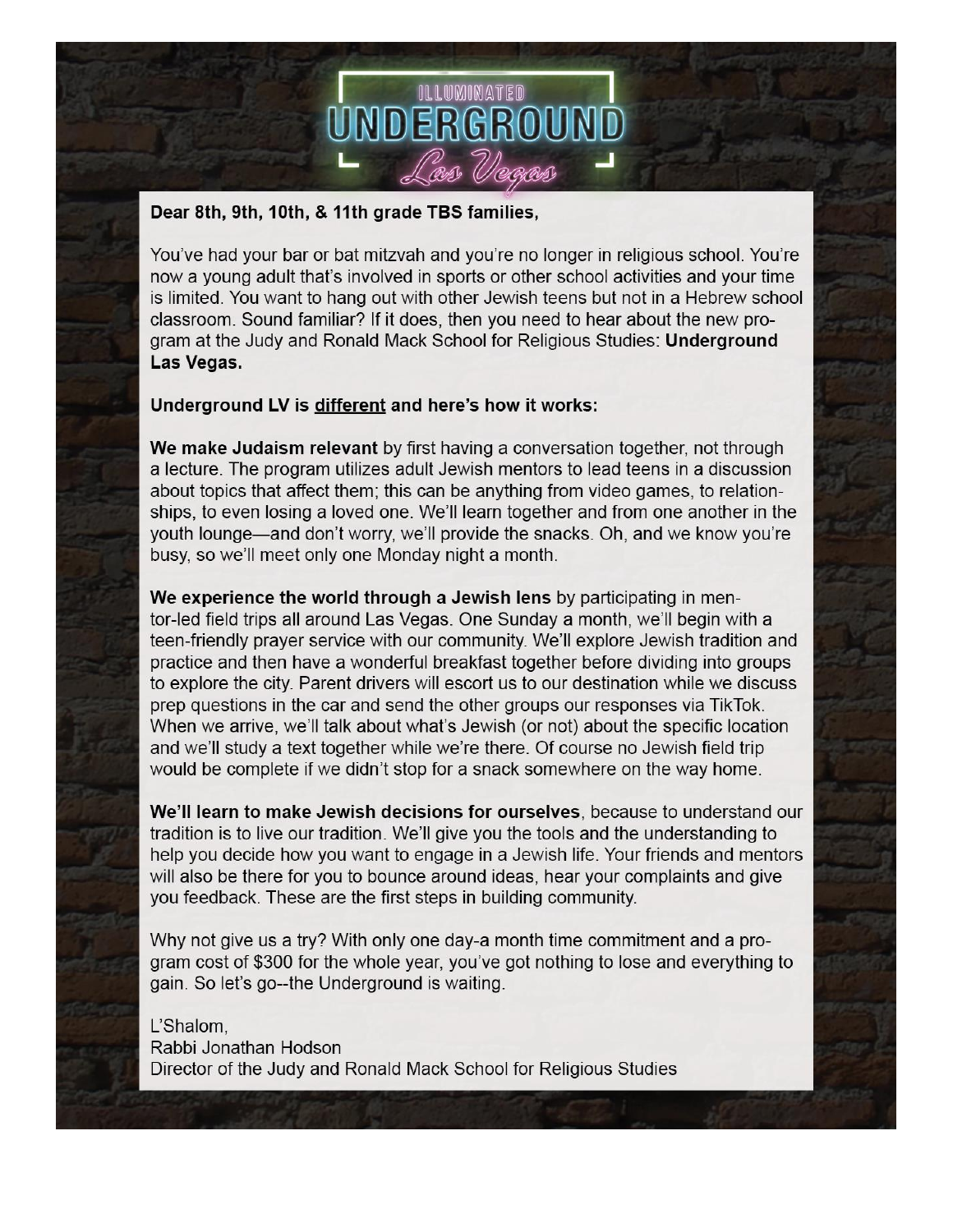# ILLUMINATED UNDERGROUND *Las Vegas*

**Dear 8th, 9th, 10th, & 11th grade TBS families,**

You've had your bar or bat mitzvah and you're no longer in religious school. You're now a young adult that's involved in sports or other school activities and your time is limited. You want to hang out with other Jewish teens but not in a Hebrew school classroom. Sound familiar? If it does, then you need to hear about the new program at the Judy and Ronald Mack School for Religious Studies: **Underground Las Vegas.**

**Underground LV is <u>different</u> and here's how it works:**

**We make Judaism relevant** by first having a conversation together, not through a lecture. The program utilizes adult Jewish mentors to lead teens in a discussion about topics that affect them; this can be anything from video games, to relationships, to even losing a loved one. We'll learn together and from one another in the youth lounge—and don't worry, we'll provide the snacks. Oh, and we know you're busy, so we'll meet only one Monday night a month.

**We experience the world through a Jewish lens** by participating in mentor-led field trips all around Las Vegas. One Sunday a month, we'll begin with a teen-friendly prayer service with our community. We'll explore Jewish tradition and practice and then have a wonderful breakfast together before dividing into groups to explore the city. Parent drivers will escort us to our destination while we discuss prep questions in the car and send the other groups our responses via TikTok. When we arrive, we'll talk about what's Jewish (or not) about the specific location and we'll study a text together while we're there. Of course no Jewish field trip would be complete if we didn't stop for a snack somewhere on the way home.

**We'll learn to make Jewish decisions for ourselves**, because to understand our tradition is to live our tradition. We'll give you the tools and the understanding to help you decide how you want to engage in a Jewish life. Your friends and mentors will also be there for you to bounce around ideas, hear your complaints and give you feedback. These are the first steps in building community.

Why not give us a try? With only one day-a month time commitment and a program cost of $300 for the whole year, you've got nothing to lose and everything to gain. So let's go--the Underground is waiting.

L'Shalom,  
Rabbi Jonathan Hodson  
Director of the Judy and Ronald Mack School for Religious Studies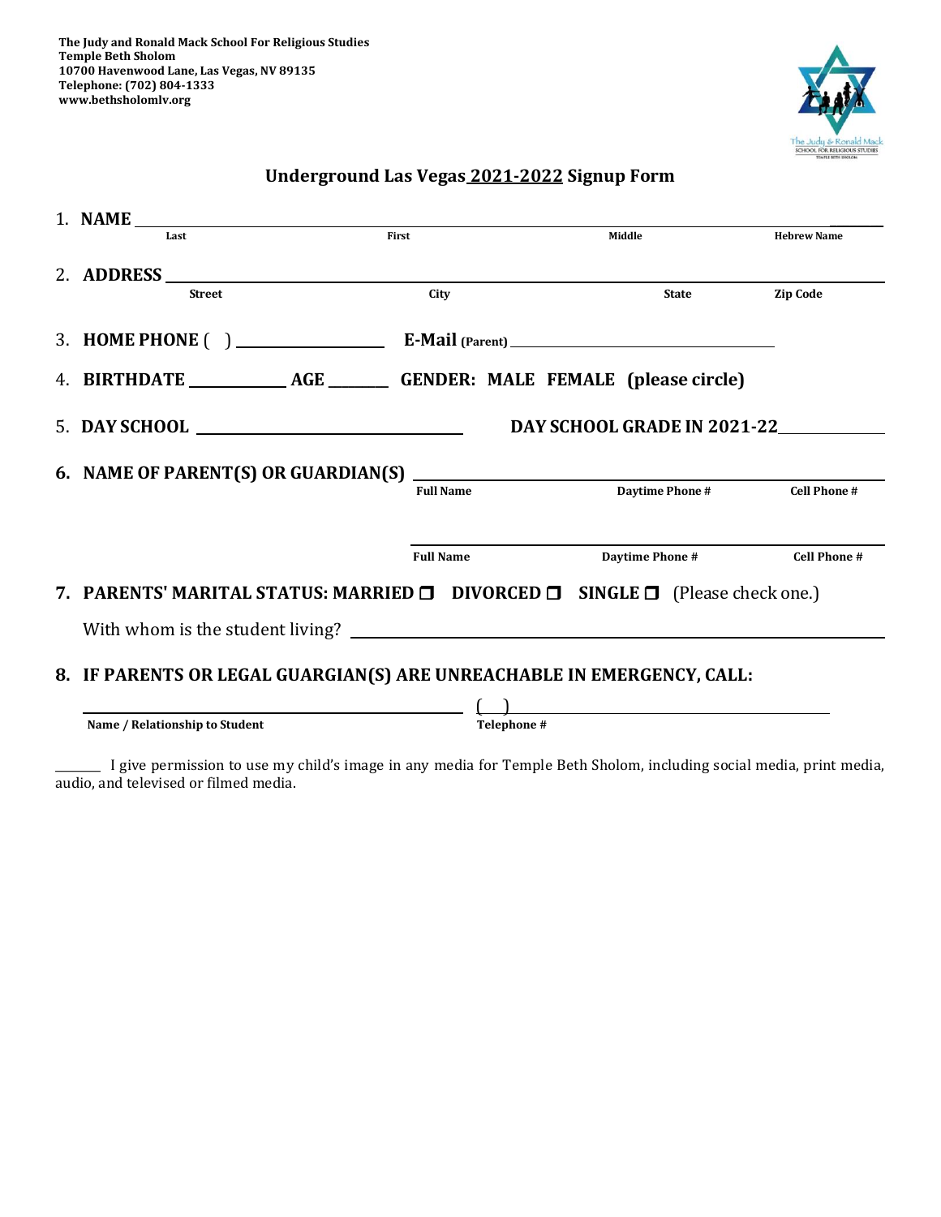**The Judy and Ronald Mack School For Religious Studies**
**Temple Beth Sholom**
**10700 Havenwood Lane, Las Vegas, NV 89135**
**Telephone: (702) 804-1333**
**www.bethsholomlv.org**

## Underground Las Vegas 2021-2022 Signup Form

1. **NAME** ______________________________________________________________________
   Last — First — Middle — Hebrew Name

2. **ADDRESS** ____________________________________________________________________
   Street — City — State — Zip Code

3. **HOME PHONE** ( ) ____________ **E-Mail** (Parent) ______________________________

4. **BIRTHDATE** __________ **AGE** ______ **GENDER: MALE FEMALE (please circle)**

5. **DAY SCHOOL** ____________________________ **DAY SCHOOL GRADE IN 2021-22** __________

6. **NAME OF PARENT(S) OR GUARDIAN(S)** ____________________________________________
   Full Name — Daytime Phone # — Cell Phone #

   ____________________________________________
   Full Name — Daytime Phone # — Cell Phone #

7. **PARENTS' MARITAL STATUS: MARRIED ❐ DIVORCED ❐ SINGLE ❐** (Please check one.)

   With whom is the student living? ____________________________________________

8. **IF PARENTS OR LEGAL GUARGIAN(S) ARE UNREACHABLE IN EMERGENCY, CALL:**

   ____________________________________ ( ) ____________________________
   **Name / Relationship to Student** — **Telephone #**

_______ I give permission to use my child's image in any media for Temple Beth Sholom, including social media, print media, audio, and televised or filmed media.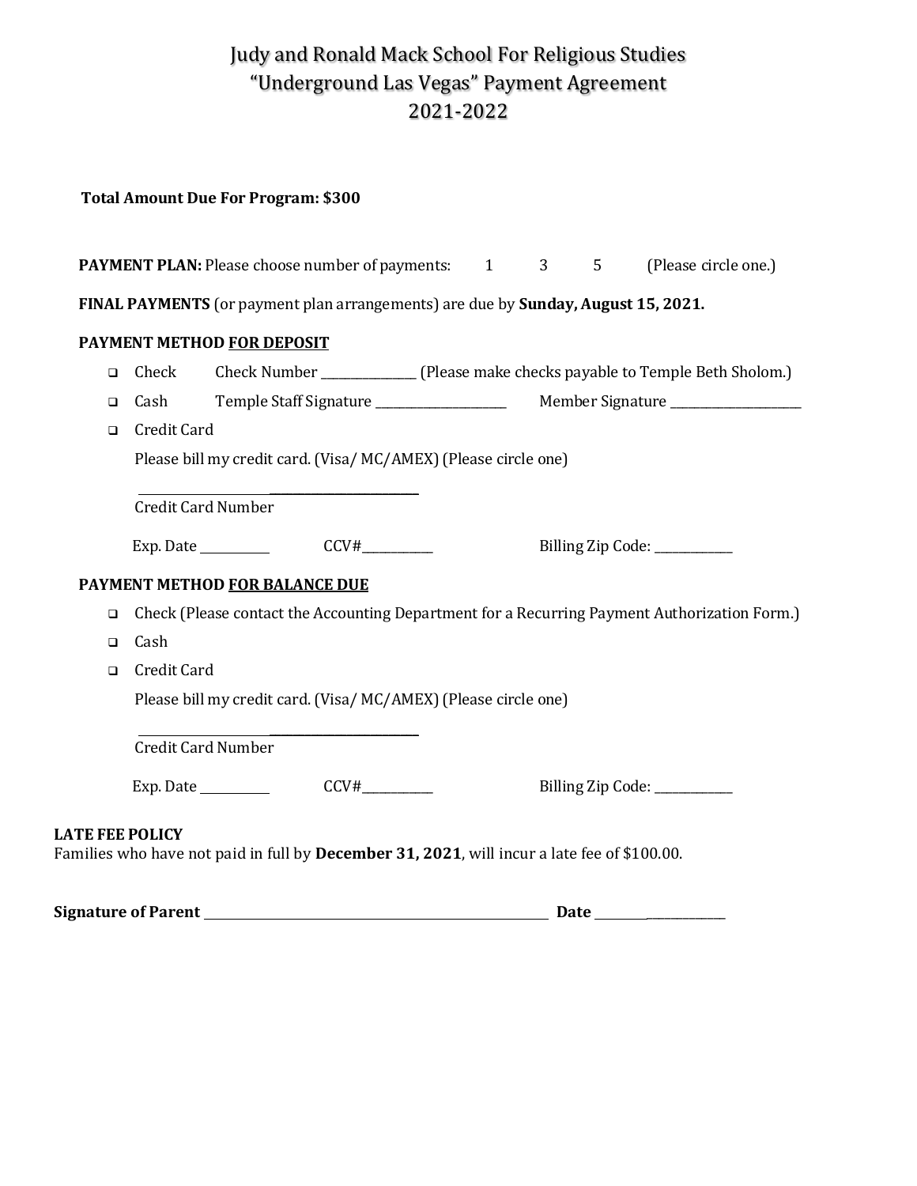# Judy and Ronald Mack School For Religious Studies
# "Underground Las Vegas" Payment Agreement
# 2021-2022

**Total Amount Due For Program: $300**

**PAYMENT PLAN:** Please choose number of payments: 1 3 5 (Please circle one.)

**FINAL PAYMENTS** (or payment plan arrangements) are due by **Sunday, August 15, 2021.**

**PAYMENT METHOD FOR DEPOSIT**

- ☐ Check Check Number _______________ (Please make checks payable to Temple Beth Sholom.)
- ☐ Cash Temple Staff Signature _____________________ Member Signature _____________________
- ☐ Credit Card

  Please bill my credit card. (Visa/ MC/AMEX) (Please circle one)

  _____________________________________
  Credit Card Number

  Exp. Date __________ CCV#___________ Billing Zip Code: ____________

**PAYMENT METHOD FOR BALANCE DUE**

- ☐ Check (Please contact the Accounting Department for a Recurring Payment Authorization Form.)
- ☐ Cash
- ☐ Credit Card

  Please bill my credit card. (Visa/ MC/AMEX) (Please circle one)

  _____________________________________
  Credit Card Number

  Exp. Date __________ CCV#___________ Billing Zip Code: ____________

**LATE FEE POLICY**
Families who have not paid in full by **December 31, 2021**, will incur a late fee of $100.00.

**Signature of Parent** ______________________________________________________ **Date** _____________________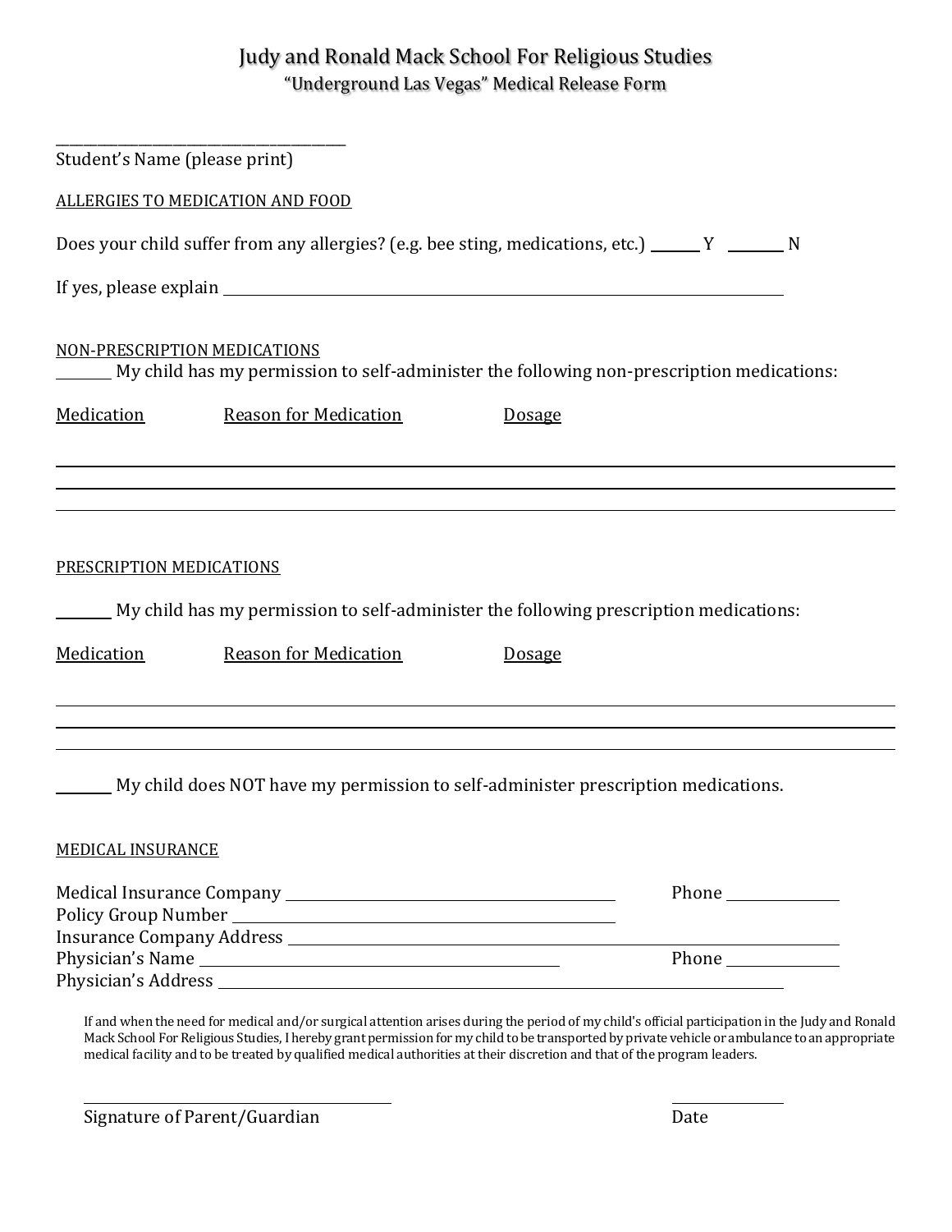# Judy and Ronald Mack School For Religious Studies

## "Underground Las Vegas" Medical Release Form

\_\_\_\_\_\_\_\_\_\_\_\_\_\_\_\_\_\_\_\_\_\_\_\_\_\_\_\_\_\_\_\_\_\_\_\_\_\_\_\_
Student's Name (please print)

ALLERGIES TO MEDICATION AND FOOD

Does your child suffer from any allergies? (e.g. bee sting, medications, etc.) \_\_\_\_\_\_ Y \_\_\_\_\_\_\_ N

If yes, please explain \_\_\_\_\_\_\_\_\_\_\_\_\_\_\_\_\_\_\_\_\_\_\_\_\_\_\_\_\_\_\_\_\_\_\_\_\_\_\_\_\_\_\_\_\_\_\_\_\_\_\_\_\_\_\_\_\_\_\_\_\_\_\_\_

NON-PRESCRIPTION MEDICATIONS

\_\_\_\_\_\_\_ My child has my permission to self-administer the following non-prescription medications:

| Medication | Reason for Medication | Dosage |
|---|---|---|
| | | |
| | | |
| | | |

PRESCRIPTION MEDICATIONS

\_\_\_\_\_\_\_ My child has my permission to self-administer the following prescription medications:

| Medication | Reason for Medication | Dosage |
|---|---|---|
| | | |
| | | |
| | | |

\_\_\_\_\_\_\_ My child does NOT have my permission to self-administer prescription medications.

MEDICAL INSURANCE

Medical Insurance Company \_\_\_\_\_\_\_\_\_\_\_\_\_\_\_\_\_\_\_\_\_\_\_\_\_\_\_\_\_\_\_\_\_\_\_\_\_\_\_\_ Phone \_\_\_\_\_\_\_\_\_\_\_\_\_\_
Policy Group Number \_\_\_\_\_\_\_\_\_\_\_\_\_\_\_\_\_\_\_\_\_\_\_\_\_\_\_\_\_\_\_\_\_\_\_\_\_\_\_\_\_\_\_\_\_\_
Insurance Company Address \_\_\_\_\_\_\_\_\_\_\_\_\_\_\_\_\_\_\_\_\_\_\_\_\_\_\_\_\_\_\_\_\_\_\_\_\_\_\_\_\_\_\_\_\_\_\_\_\_\_\_\_\_\_\_\_\_\_\_\_\_\_
Physician's Name \_\_\_\_\_\_\_\_\_\_\_\_\_\_\_\_\_\_\_\_\_\_\_\_\_\_\_\_\_\_\_\_\_\_\_\_\_\_\_\_\_\_\_\_ Phone \_\_\_\_\_\_\_\_\_\_\_\_\_\_
Physician's Address \_\_\_\_\_\_\_\_\_\_\_\_\_\_\_\_\_\_\_\_\_\_\_\_\_\_\_\_\_\_\_\_\_\_\_\_\_\_\_\_\_\_\_\_\_\_\_\_\_\_\_\_\_\_\_\_\_\_\_\_\_\_\_\_

If and when the need for medical and/or surgical attention arises during the period of my child's official participation in the Judy and Ronald Mack School For Religious Studies, I hereby grant permission for my child to be transported by private vehicle or ambulance to an appropriate medical facility and to be treated by qualified medical authorities at their discretion and that of the program leaders.

\_\_\_\_\_\_\_\_\_\_\_\_\_\_\_\_\_\_\_\_\_\_\_\_\_\_\_\_\_\_\_\_\_\_\_\_\_\_\_\_ \_\_\_\_\_\_\_\_\_\_\_\_\_\_
Signature of Parent/Guardian Date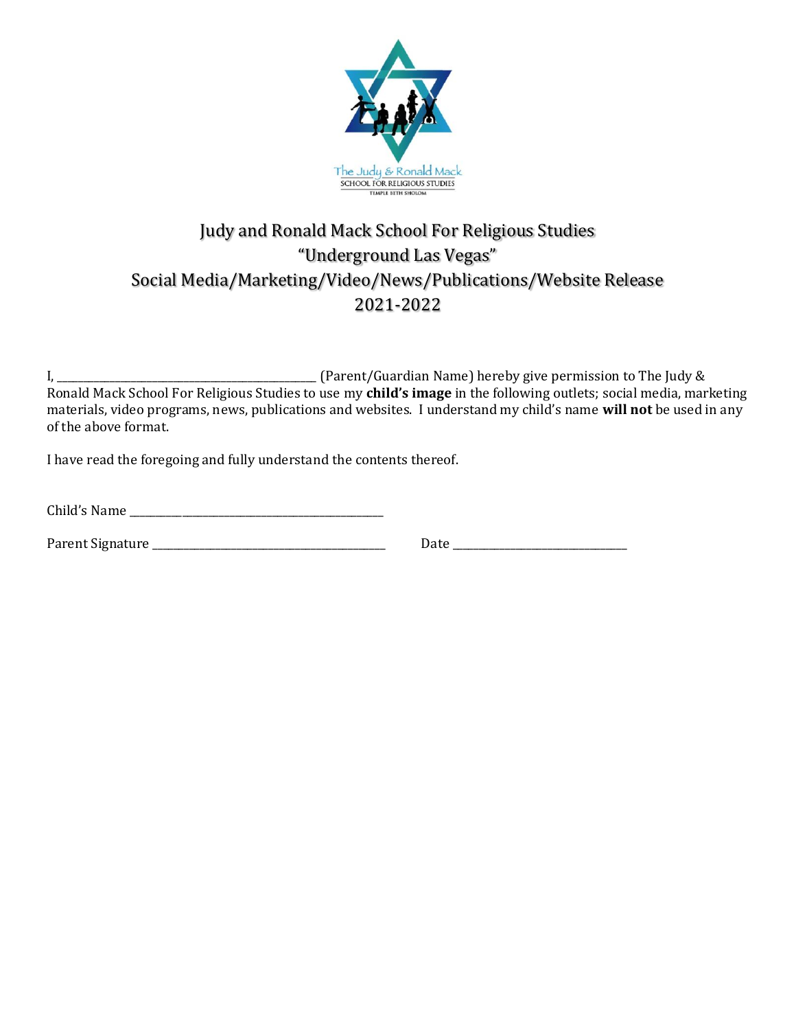# Judy and Ronald Mack School For Religious Studies
# "Underground Las Vegas"
# Social Media/Marketing/Video/News/Publications/Website Release
# 2021-2022

I, _______________________________________ (Parent/Guardian Name) hereby give permission to The Judy & Ronald Mack School For Religious Studies to use my **child's image** in the following outlets; social media, marketing materials, video programs, news, publications and websites. I understand my child's name **will not** be used in any of the above format.

I have read the foregoing and fully understand the contents thereof.

Child's Name _______________________________________

Parent Signature _______________________________________ Date ____________________________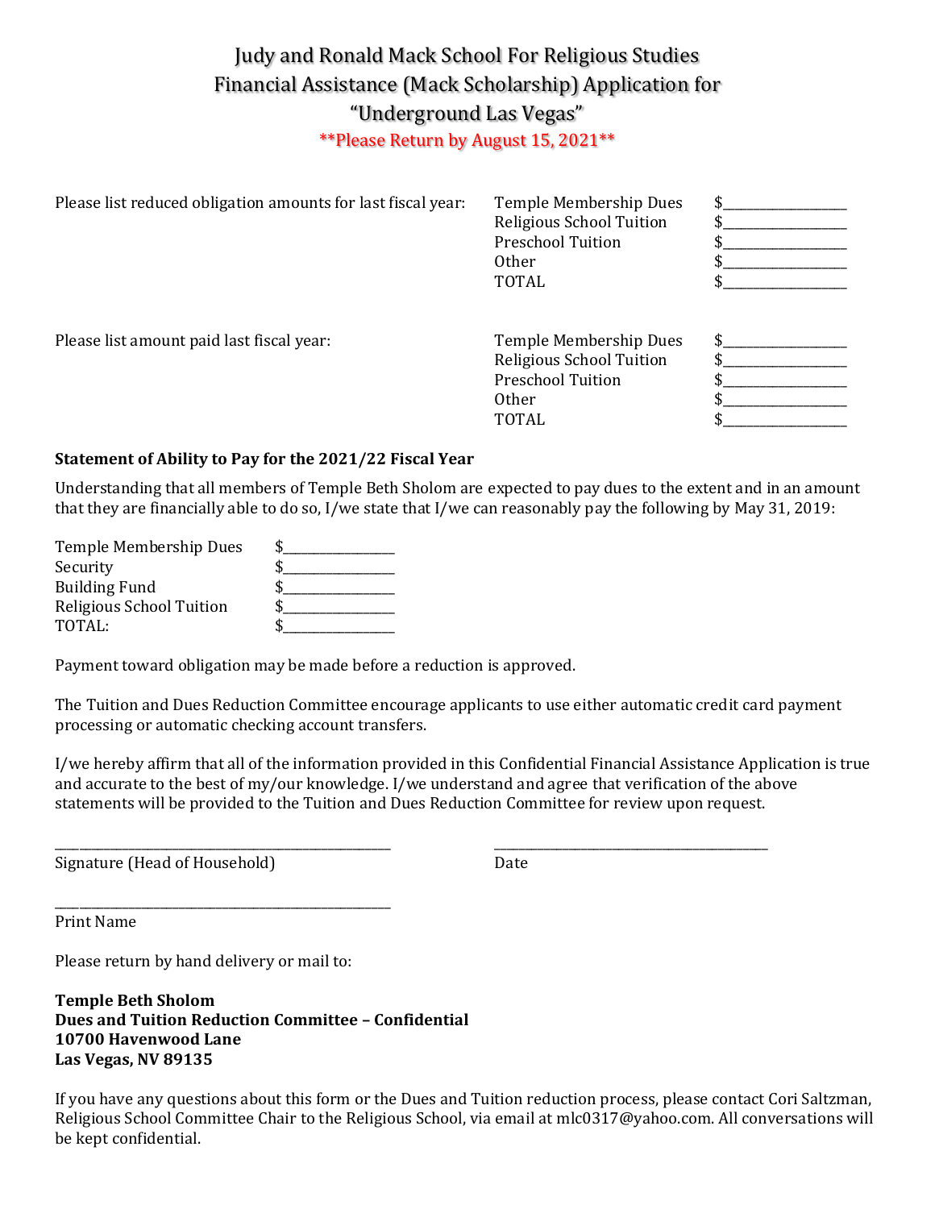# Judy and Ronald Mack School For Religious Studies
# Financial Assistance (Mack Scholarship) Application for "Underground Las Vegas"

****Please Return by August 15, 2021****

Please list reduced obligation amounts for last fiscal year:

| | |
|---|---|
| Temple Membership Dues | $________________ |
| Religious School Tuition | $________________ |
| Preschool Tuition | $________________ |
| Other | $________________ |
| TOTAL | $________________ |

Please list amount paid last fiscal year:

| | |
|---|---|
| Temple Membership Dues | $________________ |
| Religious School Tuition | $________________ |
| Preschool Tuition | $________________ |
| Other | $________________ |
| TOTAL | $________________ |

**Statement of Ability to Pay for the 2021/22 Fiscal Year**

Understanding that all members of Temple Beth Sholom are expected to pay dues to the extent and in an amount that they are financially able to do so, I/we state that I/we can reasonably pay the following by May 31, 2019:

| | |
|---|---|
| Temple Membership Dues | $_______________ |
| Security | $_______________ |
| Building Fund | $_______________ |
| Religious School Tuition | $_______________ |
| TOTAL: | $_______________ |

Payment toward obligation may be made before a reduction is approved.

The Tuition and Dues Reduction Committee encourage applicants to use either automatic credit card payment processing or automatic checking account transfers.

I/we hereby affirm that all of the information provided in this Confidential Financial Assistance Application is true and accurate to the best of my/our knowledge. I/we understand and agree that verification of the above statements will be provided to the Tuition and Dues Reduction Committee for review upon request.

_______________________________________________ _______________________________________

Signature (Head of Household) Date

_______________________________________________

Print Name

Please return by hand delivery or mail to:

**Temple Beth Sholom**
**Dues and Tuition Reduction Committee – Confidential**
**10700 Havenwood Lane**
**Las Vegas, NV 89135**

If you have any questions about this form or the Dues and Tuition reduction process, please contact Cori Saltzman, Religious School Committee Chair to the Religious School, via email at mlc0317@yahoo.com. All conversations will be kept confidential.